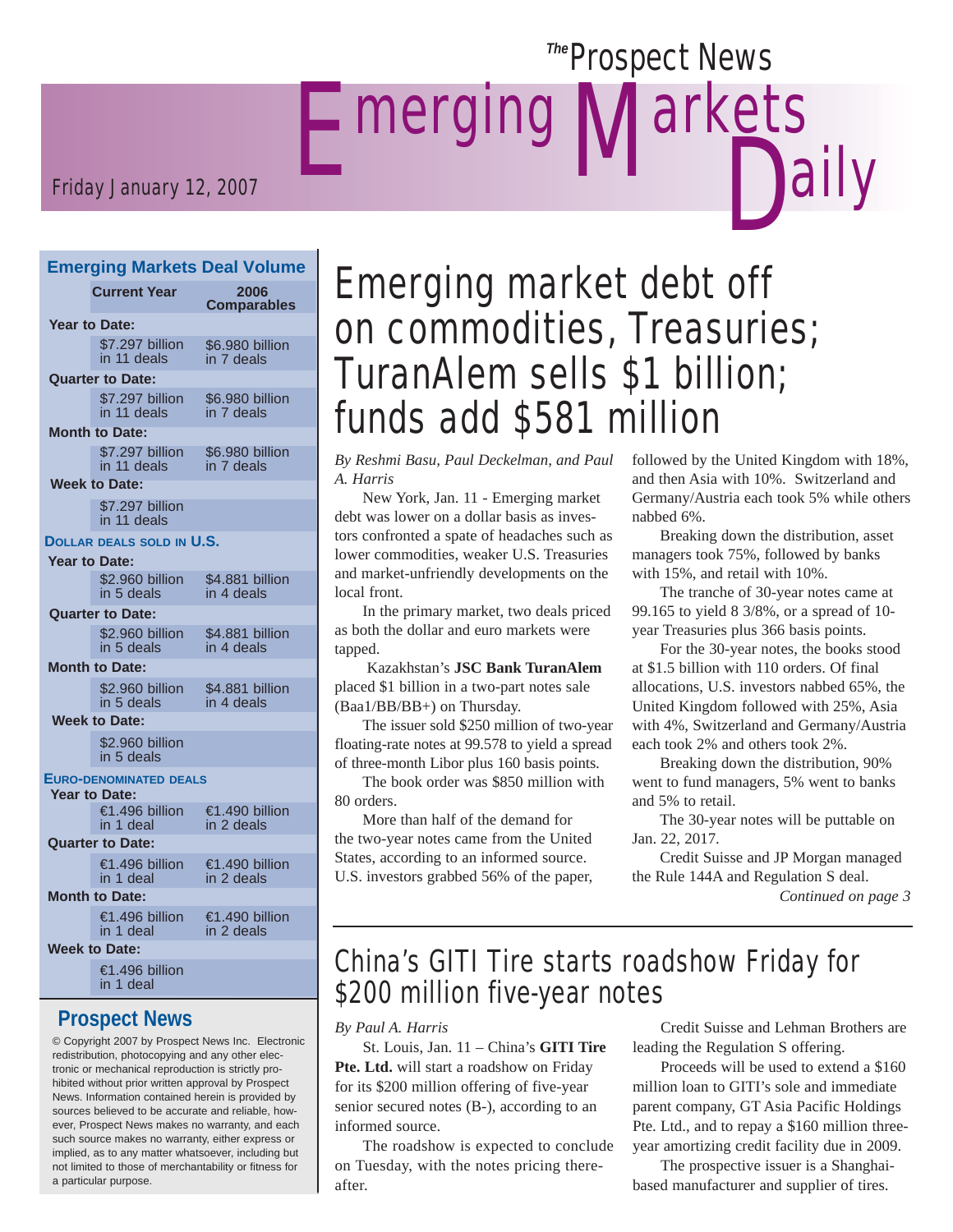# The Prospect News Emerging Markets Daily

Friday January 12, 2007

## Emerging Markets Deal Volume

| | Current Year | 2006 Comparables |
|---|---|---|
| **Year to Date:** | | |
| | $7.297 billion in 11 deals | $6.980 billion in 7 deals |
| **Quarter to Date:** | | |
| | $7.297 billion in 11 deals | $6.980 billion in 7 deals |
| **Month to Date:** | | |
| | $7.297 billion in 11 deals | $6.980 billion in 7 deals |
| **Week to Date:** | | |
| | $7.297 billion in 11 deals | |
| **DOLLAR DEALS SOLD IN U.S.** | | |
| **Year to Date:** | | |
| | $2.960 billion in 5 deals | $4.881 billion in 4 deals |
| **Quarter to Date:** | | |
| | $2.960 billion in 5 deals | $4.881 billion in 4 deals |
| **Month to Date:** | | |
| | $2.960 billion in 5 deals | $4.881 billion in 4 deals |
| **Week to Date:** | | |
| | $2.960 billion in 5 deals | |
| **EURO-DENOMINATED DEALS** | | |
| **Year to Date:** | | |
| | €1.496 billion in 1 deal | €1.490 billion in 2 deals |
| **Quarter to Date:** | | |
| | €1.496 billion in 1 deal | €1.490 billion in 2 deals |
| **Month to Date:** | | |
| | €1.496 billion in 1 deal | €1.490 billion in 2 deals |
| **Week to Date:** | | |
| | €1.496 billion in 1 deal | |

**Prospect News**

© Copyright 2007 by Prospect News Inc. Electronic redistribution, photocopying and any other electronic or mechanical reproduction is strictly prohibited without prior written approval by Prospect News. Information contained herein is provided by sources believed to be accurate and reliable, however, Prospect News makes no warranty, and each such source makes no warranty, either express or implied, as to any matter whatsoever, including but not limited to those of merchantability or fitness for a particular purpose.

# Emerging market debt off on commodities, Treasuries; TuranAlem sells $1 billion; funds add $581 million

*By Reshmi Basu, Paul Deckelman, and Paul A. Harris*

New York, Jan. 11 - Emerging market debt was lower on a dollar basis as investors confronted a spate of headaches such as lower commodities, weaker U.S. Treasuries and market-unfriendly developments on the local front.

In the primary market, two deals priced as both the dollar and euro markets were tapped.

Kazakhstan's **JSC Bank TuranAlem** placed $1 billion in a two-part notes sale (Baa1/BB/BB+) on Thursday.

The issuer sold $250 million of two-year floating-rate notes at 99.578 to yield a spread of three-month Libor plus 160 basis points.

The book order was $850 million with 80 orders.

More than half of the demand for the two-year notes came from the United States, according to an informed source. U.S. investors grabbed 56% of the paper, followed by the United Kingdom with 18%, and then Asia with 10%. Switzerland and Germany/Austria each took 5% while others nabbed 6%.

Breaking down the distribution, asset managers took 75%, followed by banks with 15%, and retail with 10%.

The tranche of 30-year notes came at 99.165 to yield 8 3/8%, or a spread of 10-year Treasuries plus 366 basis points.

For the 30-year notes, the books stood at $1.5 billion with 110 orders. Of final allocations, U.S. investors nabbed 65%, the United Kingdom followed with 25%, Asia with 4%, Switzerland and Germany/Austria each took 2% and others took 2%.

Breaking down the distribution, 90% went to fund managers, 5% went to banks and 5% to retail.

The 30-year notes will be puttable on Jan. 22, 2017.

Credit Suisse and JP Morgan managed the Rule 144A and Regulation S deal.

*Continued on page 3*

# China's GITI Tire starts roadshow Friday for $200 million five-year notes

*By Paul A. Harris*

St. Louis, Jan. 11 – China's **GITI Tire Pte. Ltd.** will start a roadshow on Friday for its $200 million offering of five-year senior secured notes (B-), according to an informed source.

The roadshow is expected to conclude on Tuesday, with the notes pricing thereafter.

Credit Suisse and Lehman Brothers are leading the Regulation S offering.

Proceeds will be used to extend a $160 million loan to GITI's sole and immediate parent company, GT Asia Pacific Holdings Pte. Ltd., and to repay a $160 million three-year amortizing credit facility due in 2009.

The prospective issuer is a Shanghai-based manufacturer and supplier of tires.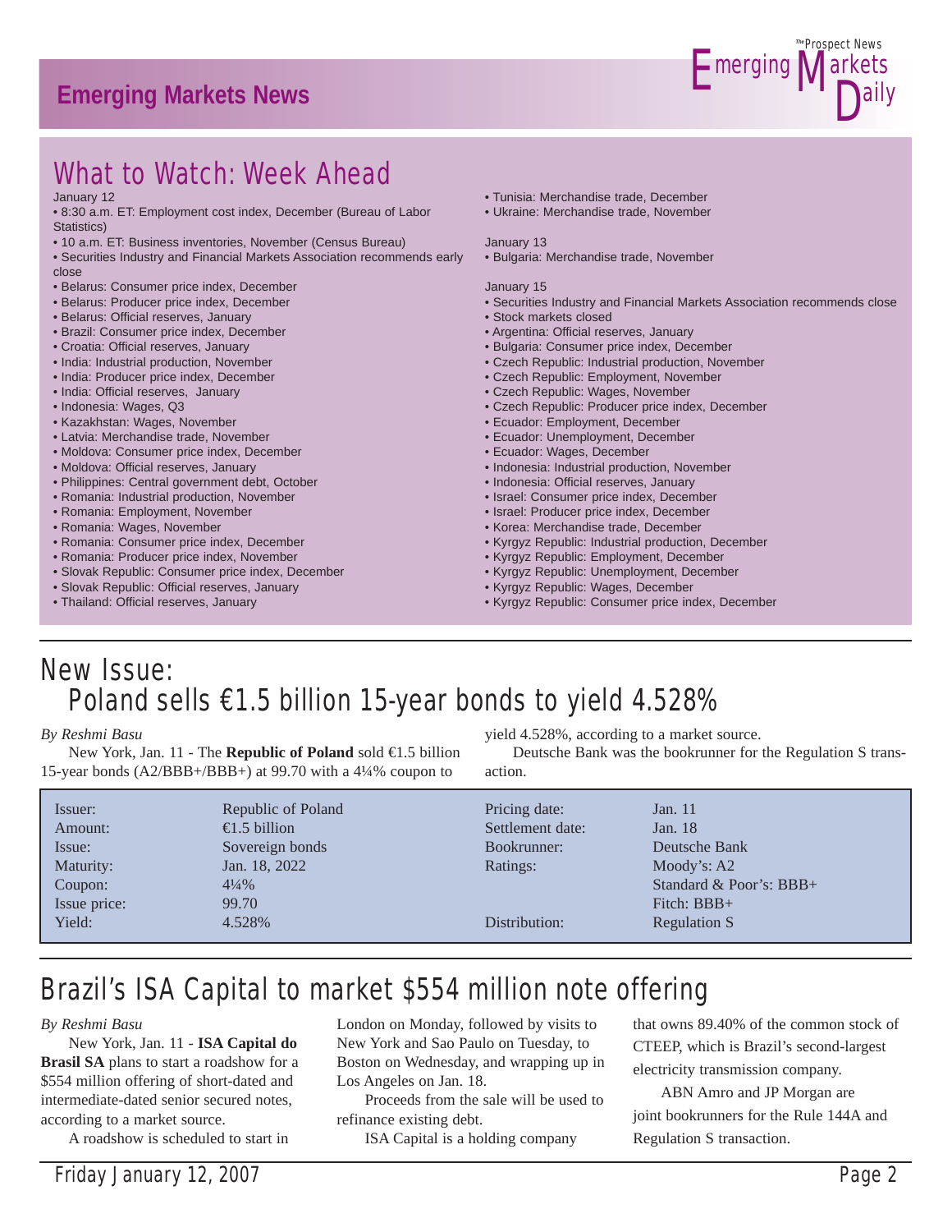# Emerging Markets News

## What to Watch: Week Ahead

January 12

- 8:30 a.m. ET: Employment cost index, December (Bureau of Labor Statistics)
- 10 a.m. ET: Business inventories, November (Census Bureau)
- Securities Industry and Financial Markets Association recommends early close
- Belarus: Consumer price index, December
- Belarus: Producer price index, December
- Belarus: Official reserves, January
- Brazil: Consumer price index, December
- Croatia: Official reserves, January
- India: Industrial production, November
- India: Producer price index, December
- India: Official reserves, January
- Indonesia: Wages, Q3
- Kazakhstan: Wages, November
- Latvia: Merchandise trade, November
- Moldova: Consumer price index, December
- Moldova: Official reserves, January
- Philippines: Central government debt, October
- Romania: Industrial production, November
- Romania: Employment, November
- Romania: Wages, November
- Romania: Consumer price index, December
- Romania: Producer price index, November
- Slovak Republic: Consumer price index, December
- Slovak Republic: Official reserves, January
- Thailand: Official reserves, January
- Tunisia: Merchandise trade, December
- Ukraine: Merchandise trade, November

January 13

- Bulgaria: Merchandise trade, November

January 15

- Securities Industry and Financial Markets Association recommends close
- Stock markets closed
- Argentina: Official reserves, January
- Bulgaria: Consumer price index, December
- Czech Republic: Industrial production, November
- Czech Republic: Employment, November
- Czech Republic: Wages, November
- Czech Republic: Producer price index, December
- Ecuador: Employment, December
- Ecuador: Unemployment, December
- Ecuador: Wages, December
- Indonesia: Industrial production, November
- Indonesia: Official reserves, January
- Israel: Consumer price index, December
- Israel: Producer price index, December
- Korea: Merchandise trade, December
- Kyrgyz Republic: Industrial production, December
- Kyrgyz Republic: Employment, December
- Kyrgyz Republic: Unemployment, December
- Kyrgyz Republic: Wages, December
- Kyrgyz Republic: Consumer price index, December

## New Issue: Poland sells €1.5 billion 15-year bonds to yield 4.528%

*By Reshmi Basu*

New York, Jan. 11 - The **Republic of Poland** sold €1.5 billion 15-year bonds (A2/BBB+/BBB+) at 99.70 with a 4¼% coupon to yield 4.528%, according to a market source.

Deutsche Bank was the bookrunner for the Regulation S transaction.

| | | | |
|---|---|---|---|
| Issuer: | Republic of Poland | Pricing date: | Jan. 11 |
| Amount: | €1.5 billion | Settlement date: | Jan. 18 |
| Issue: | Sovereign bonds | Bookrunner: | Deutsche Bank |
| Maturity: | Jan. 18, 2022 | Ratings: | Moody's: A2 |
| Coupon: | 4¼% | | Standard & Poor's: BBB+ |
| Issue price: | 99.70 | | Fitch: BBB+ |
| Yield: | 4.528% | Distribution: | Regulation S |

## Brazil's ISA Capital to market $554 million note offering

*By Reshmi Basu*

New York, Jan. 11 - **ISA Capital do Brasil SA** plans to start a roadshow for a $554 million offering of short-dated and intermediate-dated senior secured notes, according to a market source.

A roadshow is scheduled to start in London on Monday, followed by visits to New York and Sao Paulo on Tuesday, to Boston on Wednesday, and wrapping up in Los Angeles on Jan. 18.

Proceeds from the sale will be used to refinance existing debt.

ISA Capital is a holding company that owns 89.40% of the common stock of CTEEP, which is Brazil's second-largest electricity transmission company.

ABN Amro and JP Morgan are joint bookrunners for the Rule 144A and Regulation S transaction.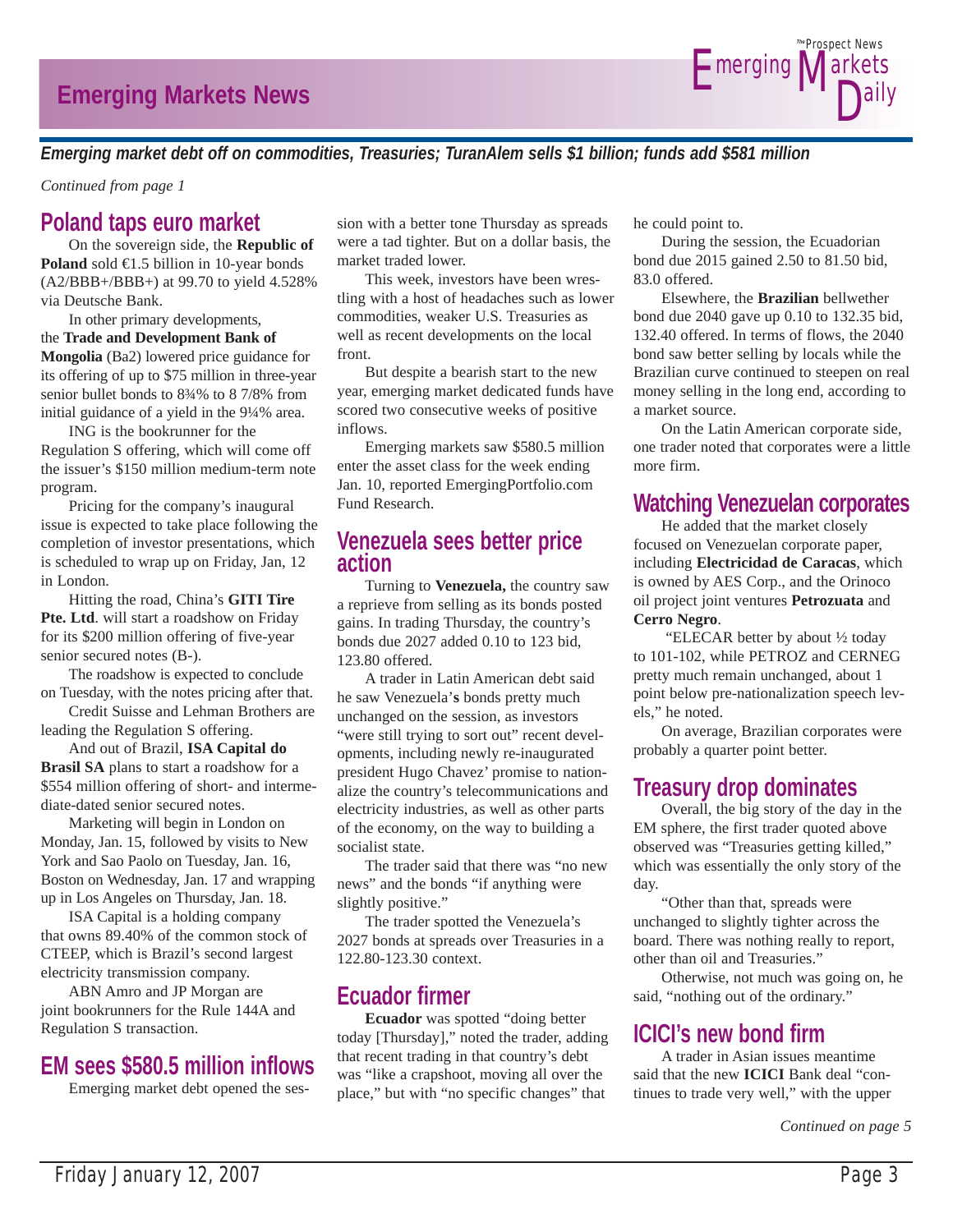## Emerging market debt off on commodities, Treasuries; TuranAlem sells $1 billion; funds add $581 million

*Continued from page 1*

### Poland taps euro market

On the sovereign side, the **Republic of Poland** sold €1.5 billion in 10-year bonds (A2/BBB+/BBB+) at 99.70 to yield 4.528% via Deutsche Bank.

In other primary developments, the **Trade and Development Bank of Mongolia** (Ba2) lowered price guidance for its offering of up to $75 million in three-year senior bullet bonds to 8¾% to 8 7/8% from initial guidance of a yield in the 9¼% area.

ING is the bookrunner for the Regulation S offering, which will come off the issuer's $150 million medium-term note program.

Pricing for the company's inaugural issue is expected to take place following the completion of investor presentations, which is scheduled to wrap up on Friday, Jan, 12 in London.

Hitting the road, China's **GITI Tire Pte. Ltd**. will start a roadshow on Friday for its $200 million offering of five-year senior secured notes (B-).

The roadshow is expected to conclude on Tuesday, with the notes pricing after that.

Credit Suisse and Lehman Brothers are leading the Regulation S offering.

And out of Brazil, **ISA Capital do Brasil SA** plans to start a roadshow for a $554 million offering of short- and intermediate-dated senior secured notes.

Marketing will begin in London on Monday, Jan. 15, followed by visits to New York and Sao Paolo on Tuesday, Jan. 16, Boston on Wednesday, Jan. 17 and wrapping up in Los Angeles on Thursday, Jan. 18.

ISA Capital is a holding company that owns 89.40% of the common stock of CTEEP, which is Brazil's second largest electricity transmission company.

ABN Amro and JP Morgan are joint bookrunners for the Rule 144A and Regulation S transaction.

### EM sees $580.5 million inflows

Emerging market debt opened the session with a better tone Thursday as spreads were a tad tighter. But on a dollar basis, the market traded lower.

This week, investors have been wrestling with a host of headaches such as lower commodities, weaker U.S. Treasuries as well as recent developments on the local front.

But despite a bearish start to the new year, emerging market dedicated funds have scored two consecutive weeks of positive inflows.

Emerging markets saw $580.5 million enter the asset class for the week ending Jan. 10, reported EmergingPortfolio.com Fund Research.

### Venezuela sees better price action

Turning to **Venezuela,** the country saw a reprieve from selling as its bonds posted gains. In trading Thursday, the country's bonds due 2027 added 0.10 to 123 bid, 123.80 offered.

A trader in Latin American debt said he saw Venezuela**'s** bonds pretty much unchanged on the session, as investors "were still trying to sort out" recent developments, including newly re-inaugurated president Hugo Chavez' promise to nationalize the country's telecommunications and electricity industries, as well as other parts of the economy, on the way to building a socialist state.

The trader said that there was "no new news" and the bonds "if anything were slightly positive."

The trader spotted the Venezuela's 2027 bonds at spreads over Treasuries in a 122.80-123.30 context.

### Ecuador firmer

**Ecuador** was spotted "doing better today [Thursday]," noted the trader, adding that recent trading in that country's debt was "like a crapshoot, moving all over the place," but with "no specific changes" that he could point to.

During the session, the Ecuadorian bond due 2015 gained 2.50 to 81.50 bid, 83.0 offered.

Elsewhere, the **Brazilian** bellwether bond due 2040 gave up 0.10 to 132.35 bid, 132.40 offered. In terms of flows, the 2040 bond saw better selling by locals while the Brazilian curve continued to steepen on real money selling in the long end, according to a market source.

On the Latin American corporate side, one trader noted that corporates were a little more firm.

### Watching Venezuelan corporates

He added that the market closely focused on Venezuelan corporate paper, including **Electricidad de Caracas**, which is owned by AES Corp., and the Orinoco oil project joint ventures **Petrozuata** and **Cerro Negro**.

"ELECAR better by about ½ today to 101-102, while PETROZ and CERNEG pretty much remain unchanged, about 1 point below pre-nationalization speech levels," he noted.

On average, Brazilian corporates were probably a quarter point better.

### Treasury drop dominates

Overall, the big story of the day in the EM sphere, the first trader quoted above observed was "Treasuries getting killed," which was essentially the only story of the day.

"Other than that, spreads were unchanged to slightly tighter across the board. There was nothing really to report, other than oil and Treasuries."

Otherwise, not much was going on, he said, "nothing out of the ordinary."

### ICICI's new bond firm

A trader in Asian issues meantime said that the new **ICICI** Bank deal "continues to trade very well," with the upper

*Continued on page 5*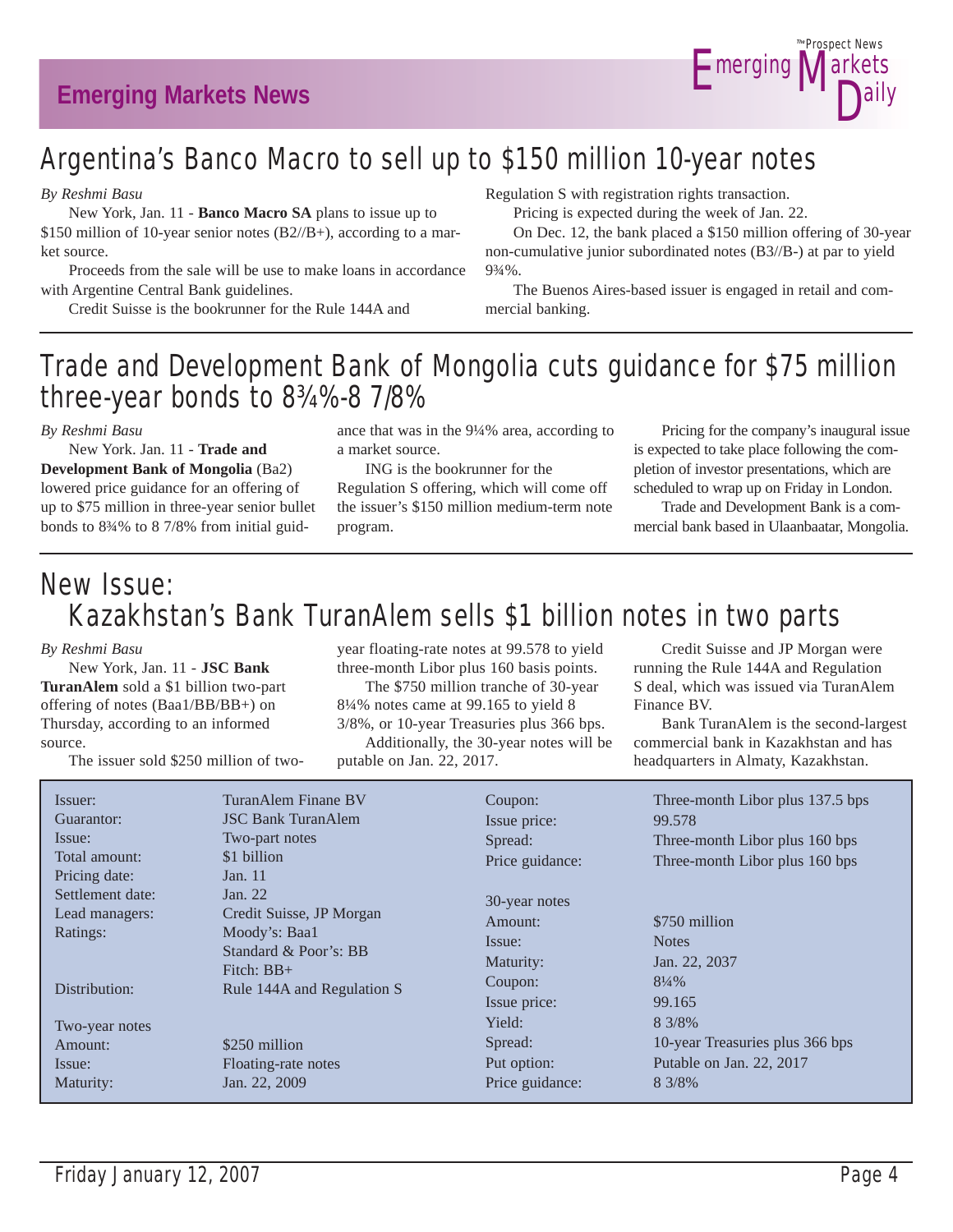## Emerging Markets News

# Argentina's Banco Macro to sell up to $150 million 10-year notes

*By Reshmi Basu*

New York, Jan. 11 - **Banco Macro SA** plans to issue up to $150 million of 10-year senior notes (B2//B+), according to a market source.

Proceeds from the sale will be use to make loans in accordance with Argentine Central Bank guidelines.

Credit Suisse is the bookrunner for the Rule 144A and Regulation S with registration rights transaction.

Pricing is expected during the week of Jan. 22.

On Dec. 12, the bank placed a $150 million offering of 30-year non-cumulative junior subordinated notes (B3//B-) at par to yield 9¾%.

The Buenos Aires-based issuer is engaged in retail and commercial banking.

# Trade and Development Bank of Mongolia cuts guidance for $75 million three-year bonds to 8¾%-8 7/8%

*By Reshmi Basu*

New York. Jan. 11 - **Trade and Development Bank of Mongolia** (Ba2) lowered price guidance for an offering of up to $75 million in three-year senior bullet bonds to 8¾% to 8 7/8% from initial guidance that was in the 9¼% area, according to a market source.

ING is the bookrunner for the Regulation S offering, which will come off the issuer's $150 million medium-term note program.

Pricing for the company's inaugural issue is expected to take place following the completion of investor presentations, which are scheduled to wrap up on Friday in London.

Trade and Development Bank is a commercial bank based in Ulaanbaatar, Mongolia.

# New Issue: Kazakhstan's Bank TuranAlem sells $1 billion notes in two parts

*By Reshmi Basu*

New York, Jan. 11 - **JSC Bank TuranAlem** sold a $1 billion two-part offering of notes (Baa1/BB/BB+) on Thursday, according to an informed source.

The issuer sold $250 million of two-year floating-rate notes at 99.578 to yield three-month Libor plus 160 basis points.

The $750 million tranche of 30-year 8¼% notes came at 99.165 to yield 8 3/8%, or 10-year Treasuries plus 366 bps.

Additionally, the 30-year notes will be putable on Jan. 22, 2017.

Credit Suisse and JP Morgan were running the Rule 144A and Regulation S deal, which was issued via TuranAlem Finance BV.

Bank TuranAlem is the second-largest commercial bank in Kazakhstan and has headquarters in Almaty, Kazakhstan.

| | |
|---|---|
| Issuer: | TuranAlem Finane BV |
| Guarantor: | JSC Bank TuranAlem |
| Issue: | Two-part notes |
| Total amount: | $1 billion |
| Pricing date: | Jan. 11 |
| Settlement date: | Jan. 22 |
| Lead managers: | Credit Suisse, JP Morgan |
| Ratings: | Moody's: Baa1 |
| | Standard & Poor's: BB |
| | Fitch: BB+ |
| Distribution: | Rule 144A and Regulation S |
| **Two-year notes** | |
| Amount: | $250 million |
| Issue: | Floating-rate notes |
| Maturity: | Jan. 22, 2009 |
| Coupon: | Three-month Libor plus 137.5 bps |
| Issue price: | 99.578 |
| Spread: | Three-month Libor plus 160 bps |
| Price guidance: | Three-month Libor plus 160 bps |
| **30-year notes** | |
| Amount: | $750 million |
| Issue: | Notes |
| Maturity: | Jan. 22, 2037 |
| Coupon: | 8¼% |
| Issue price: | 99.165 |
| Yield: | 8 3/8% |
| Spread: | 10-year Treasuries plus 366 bps |
| Put option: | Putable on Jan. 22, 2017 |
| Price guidance: | 8 3/8% |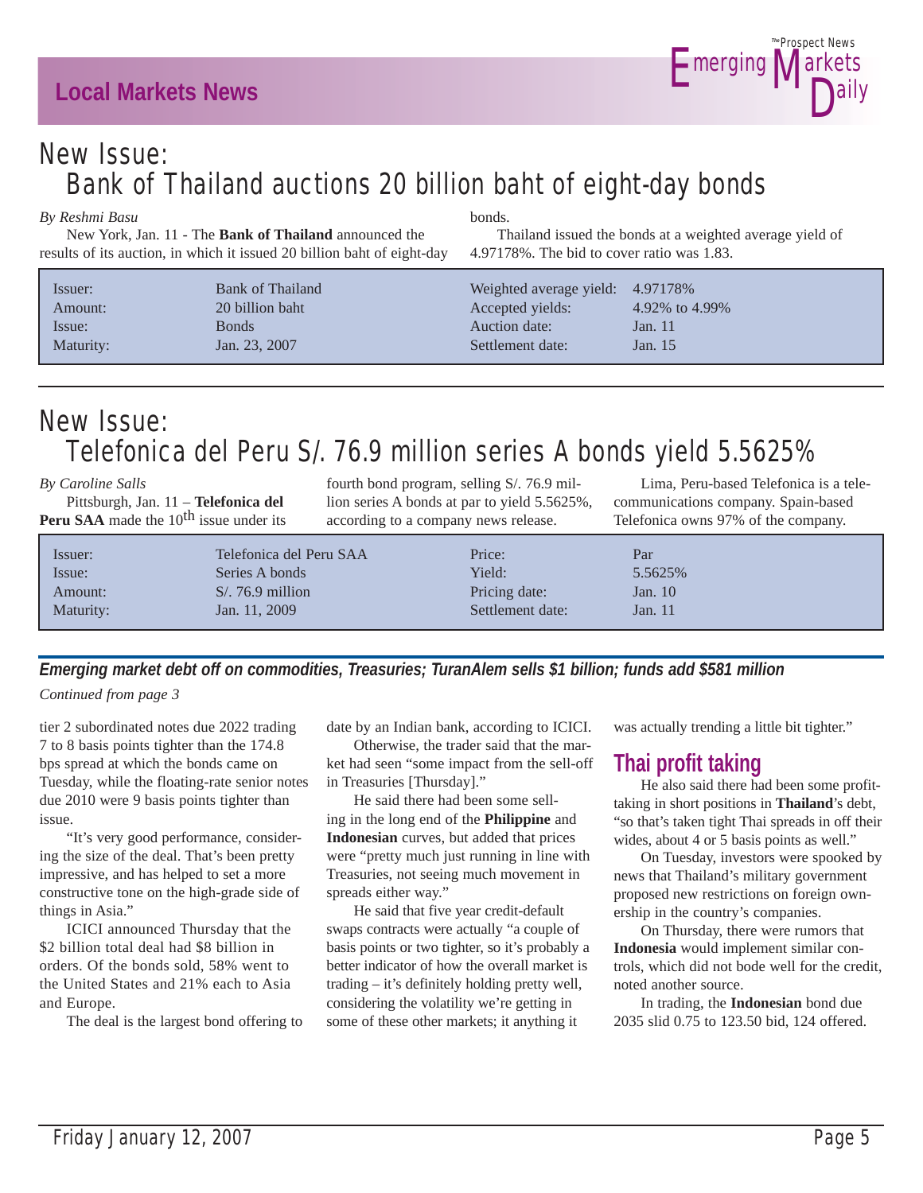## New Issue: Bank of Thailand auctions 20 billion baht of eight-day bonds

*By Reshmi Basu*

New York, Jan. 11 - The **Bank of Thailand** announced the results of its auction, in which it issued 20 billion baht of eight-day bonds.

Thailand issued the bonds at a weighted average yield of 4.97178%. The bid to cover ratio was 1.83.

| | | | |
|---|---|---|---|
| Issuer: | Bank of Thailand | Weighted average yield: | 4.97178% |
| Amount: | 20 billion baht | Accepted yields: | 4.92% to 4.99% |
| Issue: | Bonds | Auction date: | Jan. 11 |
| Maturity: | Jan. 23, 2007 | Settlement date: | Jan. 15 |

## New Issue: Telefonica del Peru S/. 76.9 million series A bonds yield 5.5625%

*By Caroline Salls*

Pittsburgh, Jan. 11 – **Telefonica del Peru SAA** made the 10th issue under its fourth bond program, selling S/. 76.9 million series A bonds at par to yield 5.5625%, according to a company news release.

Lima, Peru-based Telefonica is a telecommunications company. Spain-based Telefonica owns 97% of the company.

| | | | |
|---|---|---|---|
| Issuer: | Telefonica del Peru SAA | Price: | Par |
| Issue: | Series A bonds | Yield: | 5.5625% |
| Amount: | S/. 76.9 million | Pricing date: | Jan. 10 |
| Maturity: | Jan. 11, 2009 | Settlement date: | Jan. 11 |

### *Emerging market debt off on commodities, Treasuries; TuranAlem sells $1 billion; funds add $581 million*

*Continued from page 3*

tier 2 subordinated notes due 2022 trading 7 to 8 basis points tighter than the 174.8 bps spread at which the bonds came on Tuesday, while the floating-rate senior notes due 2010 were 9 basis points tighter than issue.

"It's very good performance, considering the size of the deal. That's been pretty impressive, and has helped to set a more constructive tone on the high-grade side of things in Asia."

ICICI announced Thursday that the $2 billion total deal had $8 billion in orders. Of the bonds sold, 58% went to the United States and 21% each to Asia and Europe.

The deal is the largest bond offering to date by an Indian bank, according to ICICI.

Otherwise, the trader said that the market had seen "some impact from the sell-off in Treasuries [Thursday]."

He said there had been some selling in the long end of the **Philippine** and **Indonesian** curves, but added that prices were "pretty much just running in line with Treasuries, not seeing much movement in spreads either way."

He said that five year credit-default swaps contracts were actually "a couple of basis points or two tighter, so it's probably a better indicator of how the overall market is trading – it's definitely holding pretty well, considering the volatility we're getting in some of these other markets; it anything it was actually trending a little bit tighter."

### Thai profit taking

He also said there had been some profit-taking in short positions in **Thailand**'s debt, "so that's taken tight Thai spreads in off their wides, about 4 or 5 basis points as well."

On Tuesday, investors were spooked by news that Thailand's military government proposed new restrictions on foreign ownership in the country's companies.

On Thursday, there were rumors that **Indonesia** would implement similar controls, which did not bode well for the credit, noted another source.

In trading, the **Indonesian** bond due 2035 slid 0.75 to 123.50 bid, 124 offered.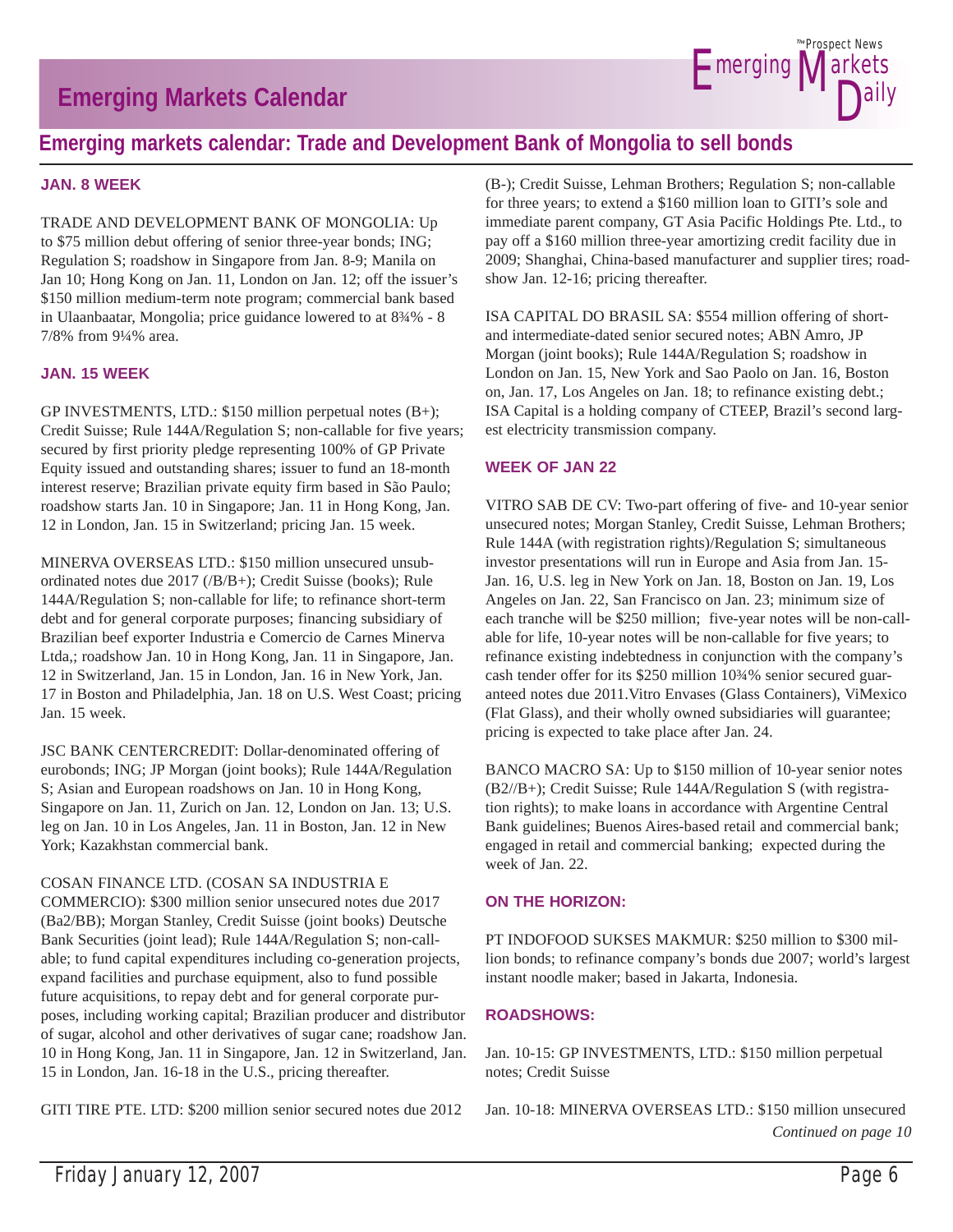# Emerging Markets Calendar

## Emerging markets calendar: Trade and Development Bank of Mongolia to sell bonds

### JAN. 8 WEEK

TRADE AND DEVELOPMENT BANK OF MONGOLIA: Up to $75 million debut offering of senior three-year bonds; ING; Regulation S; roadshow in Singapore from Jan. 8-9; Manila on Jan 10; Hong Kong on Jan. 11, London on Jan. 12; off the issuer's $150 million medium-term note program; commercial bank based in Ulaanbaatar, Mongolia; price guidance lowered to at 8¾% - 8 7/8% from 9¼% area.

### JAN. 15 WEEK

GP INVESTMENTS, LTD.: $150 million perpetual notes (B+); Credit Suisse; Rule 144A/Regulation S; non-callable for five years; secured by first priority pledge representing 100% of GP Private Equity issued and outstanding shares; issuer to fund an 18-month interest reserve; Brazilian private equity firm based in São Paulo; roadshow starts Jan. 10 in Singapore; Jan. 11 in Hong Kong, Jan. 12 in London, Jan. 15 in Switzerland; pricing Jan. 15 week.

MINERVA OVERSEAS LTD.: $150 million unsecured unsubordinated notes due 2017 (/B/B+); Credit Suisse (books); Rule 144A/Regulation S; non-callable for life; to refinance short-term debt and for general corporate purposes; financing subsidiary of Brazilian beef exporter Industria e Comercio de Carnes Minerva Ltda,; roadshow Jan. 10 in Hong Kong, Jan. 11 in Singapore, Jan. 12 in Switzerland, Jan. 15 in London, Jan. 16 in New York, Jan. 17 in Boston and Philadelphia, Jan. 18 on U.S. West Coast; pricing Jan. 15 week.

JSC BANK CENTERCREDIT: Dollar-denominated offering of eurobonds; ING; JP Morgan (joint books); Rule 144A/Regulation S; Asian and European roadshows on Jan. 10 in Hong Kong, Singapore on Jan. 11, Zurich on Jan. 12, London on Jan. 13; U.S. leg on Jan. 10 in Los Angeles, Jan. 11 in Boston, Jan. 12 in New York; Kazakhstan commercial bank.

COSAN FINANCE LTD. (COSAN SA INDUSTRIA E COMMERCIO): $300 million senior unsecured notes due 2017 (Ba2/BB); Morgan Stanley, Credit Suisse (joint books) Deutsche Bank Securities (joint lead); Rule 144A/Regulation S; non-callable; to fund capital expenditures including co-generation projects, expand facilities and purchase equipment, also to fund possible future acquisitions, to repay debt and for general corporate purposes, including working capital; Brazilian producer and distributor of sugar, alcohol and other derivatives of sugar cane; roadshow Jan. 10 in Hong Kong, Jan. 11 in Singapore, Jan. 12 in Switzerland, Jan. 15 in London, Jan. 16-18 in the U.S., pricing thereafter.

GITI TIRE PTE. LTD: $200 million senior secured notes due 2012 (B-); Credit Suisse, Lehman Brothers; Regulation S; non-callable for three years; to extend a $160 million loan to GITI's sole and immediate parent company, GT Asia Pacific Holdings Pte. Ltd., to pay off a $160 million three-year amortizing credit facility due in 2009; Shanghai, China-based manufacturer and supplier tires; roadshow Jan. 12-16; pricing thereafter.

ISA CAPITAL DO BRASIL SA: $554 million offering of short- and intermediate-dated senior secured notes; ABN Amro, JP Morgan (joint books); Rule 144A/Regulation S; roadshow in London on Jan. 15, New York and Sao Paolo on Jan. 16, Boston on, Jan. 17, Los Angeles on Jan. 18; to refinance existing debt.; ISA Capital is a holding company of CTEEP, Brazil's second largest electricity transmission company.

### WEEK OF JAN 22

VITRO SAB DE CV: Two-part offering of five- and 10-year senior unsecured notes; Morgan Stanley, Credit Suisse, Lehman Brothers; Rule 144A (with registration rights)/Regulation S; simultaneous investor presentations will run in Europe and Asia from Jan. 15-Jan. 16, U.S. leg in New York on Jan. 18, Boston on Jan. 19, Los Angeles on Jan. 22, San Francisco on Jan. 23; minimum size of each tranche will be $250 million; five-year notes will be non-callable for life, 10-year notes will be non-callable for five years; to refinance existing indebtedness in conjunction with the company's cash tender offer for its $250 million 10¾% senior secured guaranteed notes due 2011.Vitro Envases (Glass Containers), ViMexico (Flat Glass), and their wholly owned subsidiaries will guarantee; pricing is expected to take place after Jan. 24.

BANCO MACRO SA: Up to $150 million of 10-year senior notes (B2//B+); Credit Suisse; Rule 144A/Regulation S (with registration rights); to make loans in accordance with Argentine Central Bank guidelines; Buenos Aires-based retail and commercial bank; engaged in retail and commercial banking; expected during the week of Jan. 22.

### ON THE HORIZON:

PT INDOFOOD SUKSES MAKMUR: $250 million to $300 million bonds; to refinance company's bonds due 2007; world's largest instant noodle maker; based in Jakarta, Indonesia.

### ROADSHOWS:

Jan. 10-15: GP INVESTMENTS, LTD.: $150 million perpetual notes; Credit Suisse

Jan. 10-18: MINERVA OVERSEAS LTD.: $150 million unsecured

*Continued on page 10*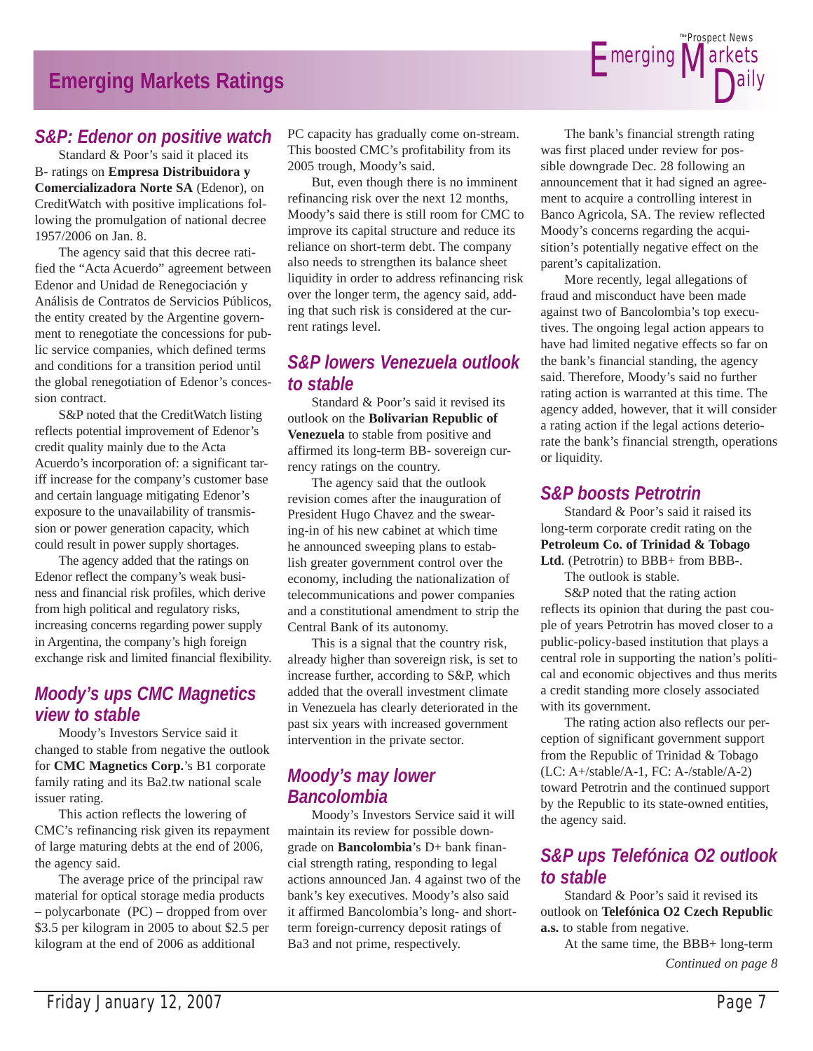## Emerging Markets Ratings

### S&P: Edenor on positive watch

Standard & Poor's said it placed its B- ratings on **Empresa Distribuidora y Comercializadora Norte SA** (Edenor), on CreditWatch with positive implications following the promulgation of national decree 1957/2006 on Jan. 8.

The agency said that this decree ratified the "Acta Acuerdo" agreement between Edenor and Unidad de Renegociación y Análisis de Contratos de Servicios Públicos, the entity created by the Argentine government to renegotiate the concessions for public service companies, which defined terms and conditions for a transition period until the global renegotiation of Edenor's concession contract.

S&P noted that the CreditWatch listing reflects potential improvement of Edenor's credit quality mainly due to the Acta Acuerdo's incorporation of: a significant tariff increase for the company's customer base and certain language mitigating Edenor's exposure to the unavailability of transmission or power generation capacity, which could result in power supply shortages.

The agency added that the ratings on Edenor reflect the company's weak business and financial risk profiles, which derive from high political and regulatory risks, increasing concerns regarding power supply in Argentina, the company's high foreign exchange risk and limited financial flexibility.

### Moody's ups CMC Magnetics view to stable

Moody's Investors Service said it changed to stable from negative the outlook for **CMC Magnetics Corp.**'s B1 corporate family rating and its Ba2.tw national scale issuer rating.

This action reflects the lowering of CMC's refinancing risk given its repayment of large maturing debts at the end of 2006, the agency said.

The average price of the principal raw material for optical storage media products – polycarbonate (PC) – dropped from over \$3.5 per kilogram in 2005 to about \$2.5 per kilogram at the end of 2006 as additional PC capacity has gradually come on-stream. This boosted CMC's profitability from its 2005 trough, Moody's said.

But, even though there is no imminent refinancing risk over the next 12 months, Moody's said there is still room for CMC to improve its capital structure and reduce its reliance on short-term debt. The company also needs to strengthen its balance sheet liquidity in order to address refinancing risk over the longer term, the agency said, adding that such risk is considered at the current ratings level.

### S&P lowers Venezuela outlook to stable

Standard & Poor's said it revised its outlook on the **Bolivarian Republic of Venezuela** to stable from positive and affirmed its long-term BB- sovereign currency ratings on the country.

The agency said that the outlook revision comes after the inauguration of President Hugo Chavez and the swearing-in of his new cabinet at which time he announced sweeping plans to establish greater government control over the economy, including the nationalization of telecommunications and power companies and a constitutional amendment to strip the Central Bank of its autonomy.

This is a signal that the country risk, already higher than sovereign risk, is set to increase further, according to S&P, which added that the overall investment climate in Venezuela has clearly deteriorated in the past six years with increased government intervention in the private sector.

### Moody's may lower Bancolombia

Moody's Investors Service said it will maintain its review for possible downgrade on **Bancolombia**'s D+ bank financial strength rating, responding to legal actions announced Jan. 4 against two of the bank's key executives. Moody's also said it affirmed Bancolombia's long- and short-term foreign-currency deposit ratings of Ba3 and not prime, respectively.

The bank's financial strength rating was first placed under review for possible downgrade Dec. 28 following an announcement that it had signed an agreement to acquire a controlling interest in Banco Agricola, SA. The review reflected Moody's concerns regarding the acquisition's potentially negative effect on the parent's capitalization.

More recently, legal allegations of fraud and misconduct have been made against two of Bancolombia's top executives. The ongoing legal action appears to have had limited negative effects so far on the bank's financial standing, the agency said. Therefore, Moody's said no further rating action is warranted at this time. The agency added, however, that it will consider a rating action if the legal actions deteriorate the bank's financial strength, operations or liquidity.

### S&P boosts Petrotrin

Standard & Poor's said it raised its long-term corporate credit rating on the **Petroleum Co. of Trinidad & Tobago Ltd**. (Petrotrin) to BBB+ from BBB-.

The outlook is stable.

S&P noted that the rating action reflects its opinion that during the past couple of years Petrotrin has moved closer to a public-policy-based institution that plays a central role in supporting the nation's political and economic objectives and thus merits a credit standing more closely associated with its government.

The rating action also reflects our perception of significant government support from the Republic of Trinidad & Tobago (LC: A+/stable/A-1, FC: A-/stable/A-2) toward Petrotrin and the continued support by the Republic to its state-owned entities, the agency said.

### S&P ups Telefónica O2 outlook to stable

Standard & Poor's said it revised its outlook on **Telefónica O2 Czech Republic a.s.** to stable from negative.

At the same time, the BBB+ long-term

*Continued on page 8*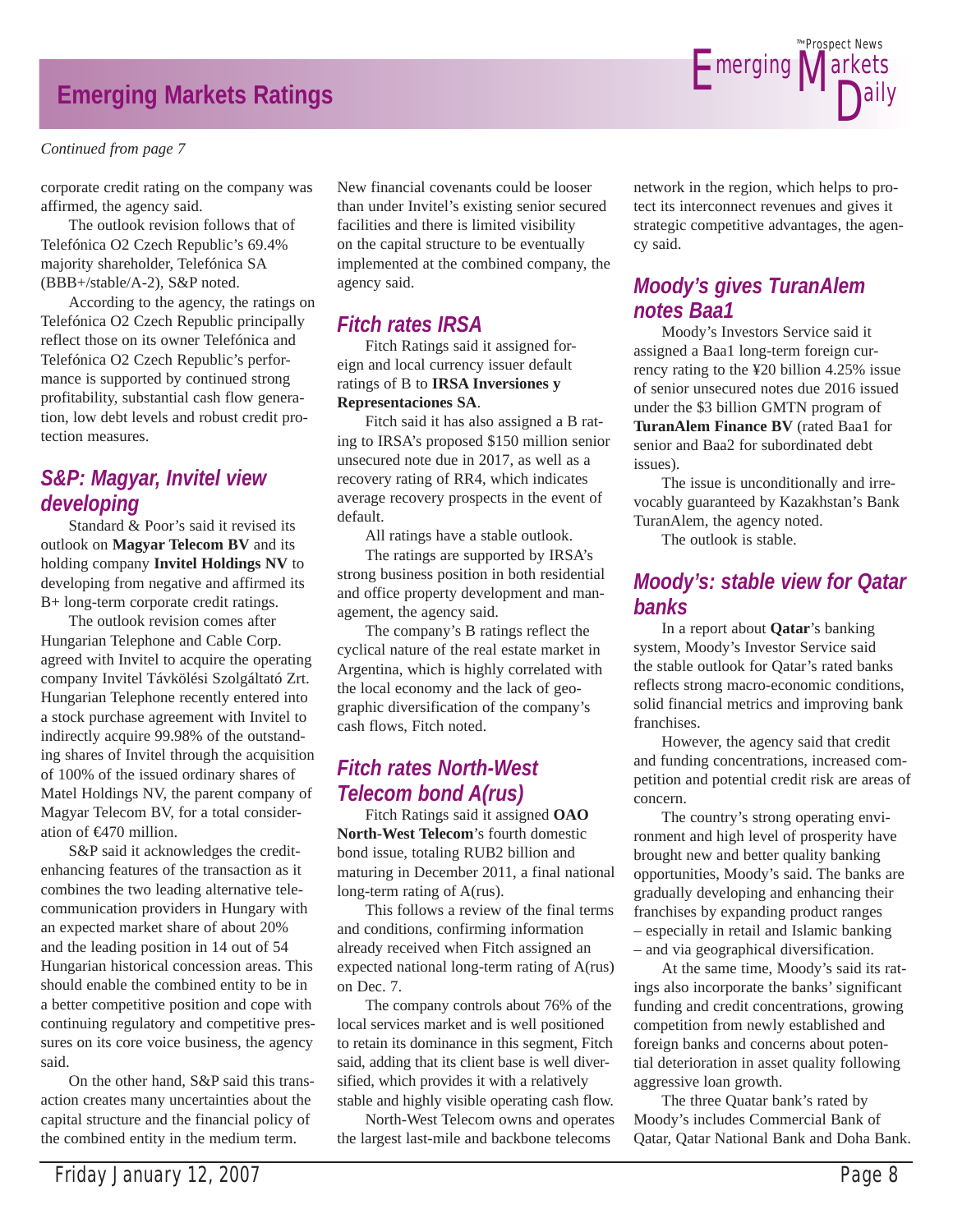# Emerging Markets Ratings

*Continued from page 7*

corporate credit rating on the company was affirmed, the agency said.

The outlook revision follows that of Telefónica O2 Czech Republic's 69.4% majority shareholder, Telefónica SA (BBB+/stable/A-2), S&P noted.

According to the agency, the ratings on Telefónica O2 Czech Republic principally reflect those on its owner Telefónica and Telefónica O2 Czech Republic's performance is supported by continued strong profitability, substantial cash flow generation, low debt levels and robust credit protection measures.

## S&P: Magyar, Invitel view developing

Standard & Poor's said it revised its outlook on **Magyar Telecom BV** and its holding company **Invitel Holdings NV** to developing from negative and affirmed its B+ long-term corporate credit ratings.

The outlook revision comes after Hungarian Telephone and Cable Corp. agreed with Invitel to acquire the operating company Invitel Távkölési Szolgáltató Zrt. Hungarian Telephone recently entered into a stock purchase agreement with Invitel to indirectly acquire 99.98% of the outstanding shares of Invitel through the acquisition of 100% of the issued ordinary shares of Matel Holdings NV, the parent company of Magyar Telecom BV, for a total consideration of €470 million.

S&P said it acknowledges the credit-enhancing features of the transaction as it combines the two leading alternative telecommunication providers in Hungary with an expected market share of about 20% and the leading position in 14 out of 54 Hungarian historical concession areas. This should enable the combined entity to be in a better competitive position and cope with continuing regulatory and competitive pressures on its core voice business, the agency said.

On the other hand, S&P said this transaction creates many uncertainties about the capital structure and the financial policy of the combined entity in the medium term. New financial covenants could be looser than under Invitel's existing senior secured facilities and there is limited visibility on the capital structure to be eventually implemented at the combined company, the agency said.

## Fitch rates IRSA

Fitch Ratings said it assigned foreign and local currency issuer default ratings of B to **IRSA Inversiones y Representaciones SA**.

Fitch said it has also assigned a B rating to IRSA's proposed $150 million senior unsecured note due in 2017, as well as a recovery rating of RR4, which indicates average recovery prospects in the event of default.

All ratings have a stable outlook.

The ratings are supported by IRSA's strong business position in both residential and office property development and management, the agency said.

The company's B ratings reflect the cyclical nature of the real estate market in Argentina, which is highly correlated with the local economy and the lack of geographic diversification of the company's cash flows, Fitch noted.

## Fitch rates North-West Telecom bond A(rus)

Fitch Ratings said it assigned **OAO North-West Telecom**'s fourth domestic bond issue, totaling RUB2 billion and maturing in December 2011, a final national long-term rating of A(rus).

This follows a review of the final terms and conditions, confirming information already received when Fitch assigned an expected national long-term rating of A(rus) on Dec. 7.

The company controls about 76% of the local services market and is well positioned to retain its dominance in this segment, Fitch said, adding that its client base is well diversified, which provides it with a relatively stable and highly visible operating cash flow.

North-West Telecom owns and operates the largest last-mile and backbone telecoms network in the region, which helps to protect its interconnect revenues and gives it strategic competitive advantages, the agency said.

## Moody's gives TuranAlem notes Baa1

Moody's Investors Service said it assigned a Baa1 long-term foreign currency rating to the ¥20 billion 4.25% issue of senior unsecured notes due 2016 issued under the $3 billion GMTN program of **TuranAlem Finance BV** (rated Baa1 for senior and Baa2 for subordinated debt issues).

The issue is unconditionally and irrevocably guaranteed by Kazakhstan's Bank TuranAlem, the agency noted.

The outlook is stable.

## Moody's: stable view for Qatar banks

In a report about **Qatar**'s banking system, Moody's Investor Service said the stable outlook for Qatar's rated banks reflects strong macro-economic conditions, solid financial metrics and improving bank franchises.

However, the agency said that credit and funding concentrations, increased competition and potential credit risk are areas of concern.

The country's strong operating environment and high level of prosperity have brought new and better quality banking opportunities, Moody's said. The banks are gradually developing and enhancing their franchises by expanding product ranges – especially in retail and Islamic banking – and via geographical diversification.

At the same time, Moody's said its ratings also incorporate the banks' significant funding and credit concentrations, growing competition from newly established and foreign banks and concerns about potential deterioration in asset quality following aggressive loan growth.

The three Quatar bank's rated by Moody's includes Commercial Bank of Qatar, Qatar National Bank and Doha Bank.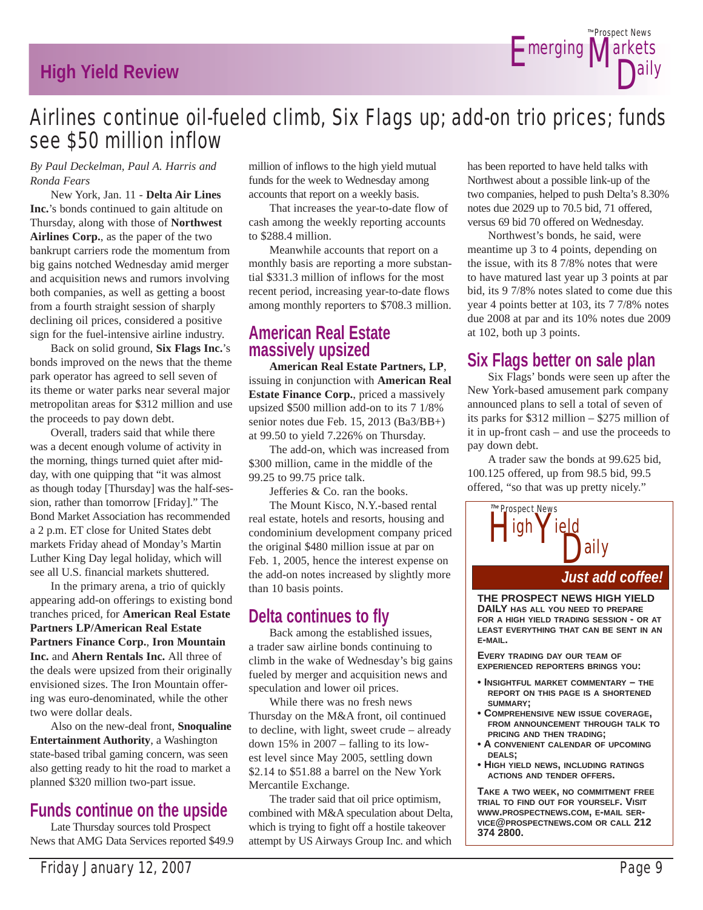# Airlines continue oil-fueled climb, Six Flags up; add-on trio prices; funds see $50 million inflow

*By Paul Deckelman, Paul A. Harris and Ronda Fears*

New York, Jan. 11 - **Delta Air Lines Inc.**'s bonds continued to gain altitude on Thursday, along with those of **Northwest Airlines Corp.**, as the paper of the two bankrupt carriers rode the momentum from big gains notched Wednesday amid merger and acquisition news and rumors involving both companies, as well as getting a boost from a fourth straight session of sharply declining oil prices, considered a positive sign for the fuel-intensive airline industry.

Back on solid ground, **Six Flags Inc.**'s bonds improved on the news that the theme park operator has agreed to sell seven of its theme or water parks near several major metropolitan areas for $312 million and use the proceeds to pay down debt.

Overall, traders said that while there was a decent enough volume of activity in the morning, things turned quiet after midday, with one quipping that "it was almost as though today [Thursday] was the half-session, rather than tomorrow [Friday]." The Bond Market Association has recommended a 2 p.m. ET close for United States debt markets Friday ahead of Monday's Martin Luther King Day legal holiday, which will see all U.S. financial markets shuttered.

In the primary arena, a trio of quickly appearing add-on offerings to existing bond tranches priced, for **American Real Estate Partners LP/American Real Estate Partners Finance Corp.**, **Iron Mountain Inc.** and **Ahern Rentals Inc.** All three of the deals were upsized from their originally envisioned sizes. The Iron Mountain offering was euro-denominated, while the other two were dollar deals.

Also on the new-deal front, **Snoqualine Entertainment Authority**, a Washington state-based tribal gaming concern, was seen also getting ready to hit the road to market a planned $320 million two-part issue.

## Funds continue on the upside

Late Thursday sources told Prospect News that AMG Data Services reported $49.9 million of inflows to the high yield mutual funds for the week to Wednesday among accounts that report on a weekly basis.

That increases the year-to-date flow of cash among the weekly reporting accounts to $288.4 million.

Meanwhile accounts that report on a monthly basis are reporting a more substantial $331.3 million of inflows for the most recent period, increasing year-to-date flows among monthly reporters to $708.3 million.

## American Real Estate massively upsized

**American Real Estate Partners, LP**, issuing in conjunction with **American Real Estate Finance Corp.**, priced a massively upsized $500 million add-on to its 7 1/8% senior notes due Feb. 15, 2013 (Ba3/BB+) at 99.50 to yield 7.226% on Thursday.

The add-on, which was increased from $300 million, came in the middle of the 99.25 to 99.75 price talk.

Jefferies & Co. ran the books.

The Mount Kisco, N.Y.-based rental real estate, hotels and resorts, housing and condominium development company priced the original $480 million issue at par on Feb. 1, 2005, hence the interest expense on the add-on notes increased by slightly more than 10 basis points.

## Delta continues to fly

Back among the established issues, a trader saw airline bonds continuing to climb in the wake of Wednesday's big gains fueled by merger and acquisition news and speculation and lower oil prices.

While there was no fresh news Thursday on the M&A front, oil continued to decline, with light, sweet crude – already down 15% in 2007 – falling to its lowest level since May 2005, settling down $2.14 to $51.88 a barrel on the New York Mercantile Exchange.

The trader said that oil price optimism, combined with M&A speculation about Delta, which is trying to fight off a hostile takeover attempt by US Airways Group Inc. and which has been reported to have held talks with Northwest about a possible link-up of the two companies, helped to push Delta's 8.30% notes due 2029 up to 70.5 bid, 71 offered, versus 69 bid 70 offered on Wednesday.

Northwest's bonds, he said, were meantime up 3 to 4 points, depending on the issue, with its 8 7/8% notes that were to have matured last year up 3 points at par bid, its 9 7/8% notes slated to come due this year 4 points better at 103, its 7 7/8% notes due 2008 at par and its 10% notes due 2009 at 102, both up 3 points.

## Six Flags better on sale plan

Six Flags' bonds were seen up after the New York-based amusement park company announced plans to sell a total of seven of its parks for $312 million – $275 million of it in up-front cash – and use the proceeds to pay down debt.

A trader saw the bonds at 99.625 bid, 100.125 offered, up from 98.5 bid, 99.5 offered, "so that was up pretty nicely."

---

**The Prospect News High Yield Daily**

***Just add coffee!***

**THE PROSPECT NEWS HIGH YIELD DAILY HAS ALL YOU NEED TO PREPARE FOR A HIGH YIELD TRADING SESSION - OR AT LEAST EVERYTHING THAT CAN BE SENT IN AN E-MAIL.**

**EVERY TRADING DAY OUR TEAM OF EXPERIENCED REPORTERS BRINGS YOU:**

- **INSIGHTFUL MARKET COMMENTARY – THE REPORT ON THIS PAGE IS A SHORTENED SUMMARY;**
- **COMPREHENSIVE NEW ISSUE COVERAGE, FROM ANNOUNCEMENT THROUGH TALK TO PRICING AND THEN TRADING;**
- **A CONVENIENT CALENDAR OF UPCOMING DEALS;**
- **HIGH YIELD NEWS, INCLUDING RATINGS ACTIONS AND TENDER OFFERS.**

**TAKE A TWO WEEK, NO COMMITMENT FREE TRIAL TO FIND OUT FOR YOURSELF. VISIT WWW.PROSPECTNEWS.COM, E-MAIL SERVICE@PROSPECTNEWS.COM OR CALL 212 374 2800.**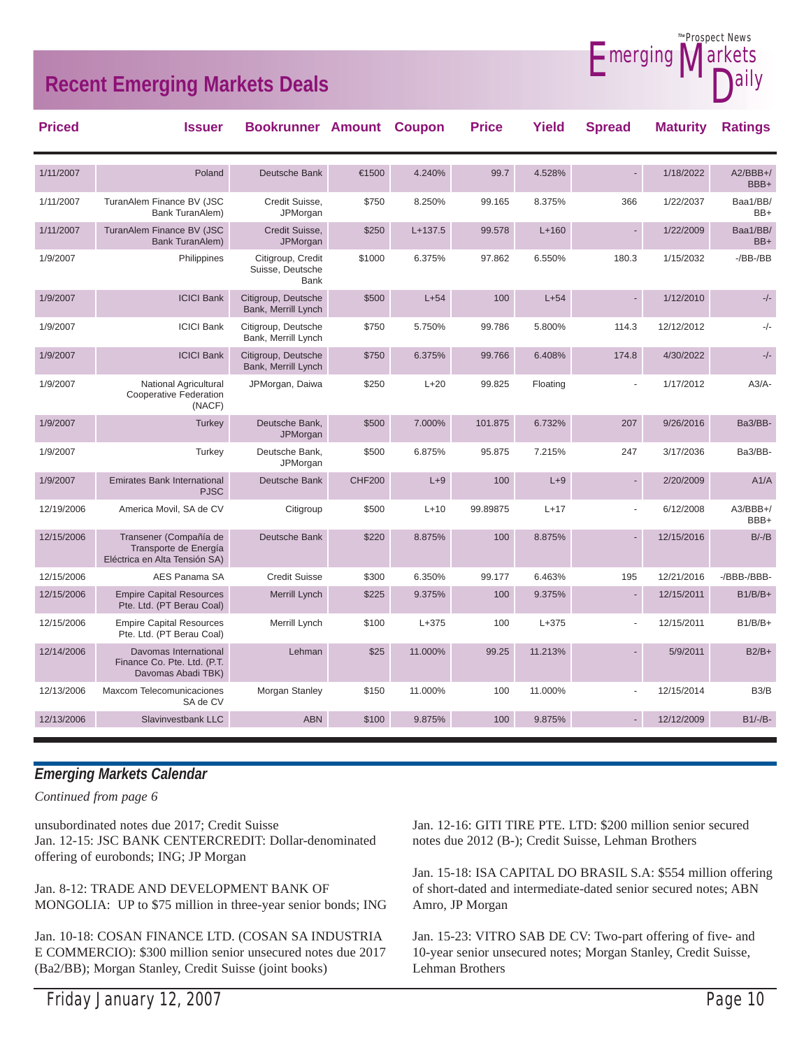## Recent Emerging Markets Deals

| Priced | Issuer | Bookrunner | Amount | Coupon | Price | Yield | Spread | Maturity | Ratings |
|---|---|---|---|---|---|---|---|---|---|
| 1/11/2007 | Poland | Deutsche Bank | €1500 | 4.240% | 99.7 | 4.528% | - | 1/18/2022 | A2/BBB+/BBB+ |
| 1/11/2007 | TuranAlem Finance BV (JSC Bank TuranAlem) | Credit Suisse, JPMorgan | $750 | 8.250% | 99.165 | 8.375% | 366 | 1/22/2037 | Baa1/BB/BB+ |
| 1/11/2007 | TuranAlem Finance BV (JSC Bank TuranAlem) | Credit Suisse, JPMorgan | $250 | L+137.5 | 99.578 | L+160 | - | 1/22/2009 | Baa1/BB/BB+ |
| 1/9/2007 | Philippines | Citigroup, Credit Suisse, Deutsche Bank | $1000 | 6.375% | 97.862 | 6.550% | 180.3 | 1/15/2032 | -/BB-/BB |
| 1/9/2007 | ICICI Bank | Citigroup, Deutsche Bank, Merrill Lynch | $500 | L+54 | 100 | L+54 | - | 1/12/2010 | -/- |
| 1/9/2007 | ICICI Bank | Citigroup, Deutsche Bank, Merrill Lynch | $750 | 5.750% | 99.786 | 5.800% | 114.3 | 12/12/2012 | -/- |
| 1/9/2007 | ICICI Bank | Citigroup, Deutsche Bank, Merrill Lynch | $750 | 6.375% | 99.766 | 6.408% | 174.8 | 4/30/2022 | -/- |
| 1/9/2007 | National Agricultural Cooperative Federation (NACF) | JPMorgan, Daiwa | $250 | L+20 | 99.825 | Floating | - | 1/17/2012 | A3/A- |
| 1/9/2007 | Turkey | Deutsche Bank, JPMorgan | $500 | 7.000% | 101.875 | 6.732% | 207 | 9/26/2016 | Ba3/BB- |
| 1/9/2007 | Turkey | Deutsche Bank, JPMorgan | $500 | 6.875% | 95.875 | 7.215% | 247 | 3/17/2036 | Ba3/BB- |
| 1/9/2007 | Emirates Bank International PJSC | Deutsche Bank | CHF200 | L+9 | 100 | L+9 | - | 2/20/2009 | A1/A |
| 12/19/2006 | America Movil, SA de CV | Citigroup | $500 | L+10 | 99.89875 | L+17 | - | 6/12/2008 | A3/BBB+/BBB+ |
| 12/15/2006 | Transener (Compañía de Transporte de Energía Eléctrica en Alta Tensión SA) | Deutsche Bank | $220 | 8.875% | 100 | 8.875% | - | 12/15/2016 | B/-/B |
| 12/15/2006 | AES Panama SA | Credit Suisse | $300 | 6.350% | 99.177 | 6.463% | 195 | 12/21/2016 | -/BBB-/BBB- |
| 12/15/2006 | Empire Capital Resources Pte. Ltd. (PT Berau Coal) | Merrill Lynch | $225 | 9.375% | 100 | 9.375% | - | 12/15/2011 | B1/B/B+ |
| 12/15/2006 | Empire Capital Resources Pte. Ltd. (PT Berau Coal) | Merrill Lynch | $100 | L+375 | 100 | L+375 | - | 12/15/2011 | B1/B/B+ |
| 12/14/2006 | Davomas International Finance Co. Pte. Ltd. (P.T. Davomas Abadi TBK) | Lehman | $25 | 11.000% | 99.25 | 11.213% | - | 5/9/2011 | B2/B+ |
| 12/13/2006 | Maxcom Telecomunicaciones SA de CV | Morgan Stanley | $150 | 11.000% | 100 | 11.000% | - | 12/15/2014 | B3/B |
| 12/13/2006 | Slavinvestbank LLC | ABN | $100 | 9.875% | 100 | 9.875% | - | 12/12/2009 | B1/-/B- |

## *Emerging Markets Calendar*

*Continued from page 6*

unsubordinated notes due 2017; Credit Suisse
Jan. 12-15: JSC BANK CENTERCREDIT: Dollar-denominated offering of eurobonds; ING; JP Morgan

Jan. 8-12: TRADE AND DEVELOPMENT BANK OF MONGOLIA: UP to $75 million in three-year senior bonds; ING

Jan. 10-18: COSAN FINANCE LTD. (COSAN SA INDUSTRIA E COMMERCIO): $300 million senior unsecured notes due 2017 (Ba2/BB); Morgan Stanley, Credit Suisse (joint books)

Jan. 12-16: GITI TIRE PTE. LTD: $200 million senior secured notes due 2012 (B-); Credit Suisse, Lehman Brothers

Jan. 15-18: ISA CAPITAL DO BRASIL S.A: $554 million offering of short-dated and intermediate-dated senior secured notes; ABN Amro, JP Morgan

Jan. 15-23: VITRO SAB DE CV: Two-part offering of five- and 10-year senior unsecured notes; Morgan Stanley, Credit Suisse, Lehman Brothers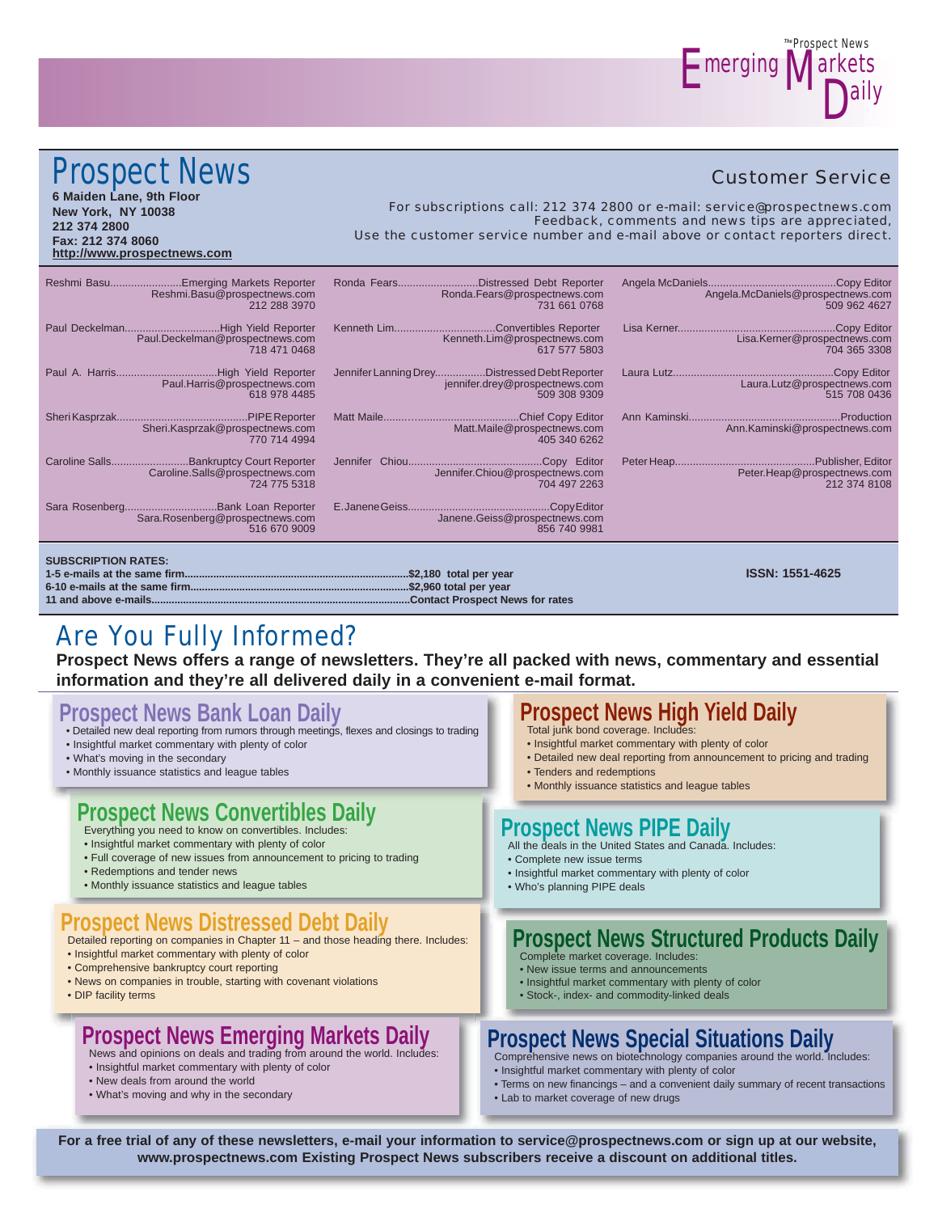# Prospect News

**6 Maiden Lane, 9th Floor**
**New York, NY 10038**
**212 374 2800**
**Fax: 212 374 8060**
**http://www.prospectnews.com**

## Customer Service

For subscriptions call: 212 374 2800 or e-mail: service@prospectnews.com
Feedback, comments and news tips are appreciated,
Use the customer service number and e-mail above or contact reporters direct.

Reshmi Basu........................Emerging Markets Reporter
Reshmi.Basu@prospectnews.com
212 288 3970

Paul Deckelman................................High Yield Reporter
Paul.Deckelman@prospectnews.com
718 471 0468

Paul A. Harris..................................High Yield Reporter
Paul.Harris@prospectnews.com
618 978 4485

Sheri Kasprzak............................................PIPE Reporter
Sheri.Kasprzak@prospectnews.com
770 714 4994

Caroline Salls..........................Bankruptcy Court Reporter
Caroline.Salls@prospectnews.com
724 775 5318

Sara Rosenberg...............................Bank Loan Reporter
Sara.Rosenberg@prospectnews.com
516 670 9009

Ronda Fears..........................Distressed Debt Reporter
Ronda.Fears@prospectnews.com
731 661 0768

Kenneth Lim..................................Convertibles Reporter
Kenneth.Lim@prospectnews.com
617 577 5803

Jennifer Lanning Drey.................Distressed Debt Reporter
jennifer.drey@prospectnews.com
509 308 9309

Matt Maile..........................................Chief Copy Editor
Matt.Maile@prospectnews.com
405 340 6262

Jennifer Chiou.............................................Copy Editor
Jennifer.Chiou@prospectnews.com
704 497 2263

E. Janene Geiss...............................................Copy Editor
Janene.Geiss@prospectnews.com
856 740 9981

Angela McDaniels...........................................Copy Editor
Angela.McDaniels@prospectnews.com
509 962 4627

Lisa Kerner.....................................................Copy Editor
Lisa.Kerner@prospectnews.com
704 365 3308

Laura Lutz......................................................Copy Editor
Laura.Lutz@prospectnews.com
515 708 0436

Ann Kaminski...................................................Production
Ann.Kaminski@prospectnews.com

Peter Heap...............................................Publisher, Editor
Peter.Heap@prospectnews.com
212 374 8108

**SUBSCRIPTION RATES:**
**1-5 e-mails at the same firm.............................................................................$2,180 total per year**
**6-10 e-mails at the same firm...........................................................................$2,960 total per year**
**11 and above e-mails.........................................................................................Contact Prospect News for rates**

**ISSN: 1551-4625**

# Are You Fully Informed?

**Prospect News offers a range of newsletters. They're all packed with news, commentary and essential information and they're all delivered daily in a convenient e-mail format.**

## Prospect News Bank Loan Daily

- Detailed new deal reporting from rumors through meetings, flexes and closings to trading
- Insightful market commentary with plenty of color
- What's moving in the secondary
- Monthly issuance statistics and league tables

## Prospect News Convertibles Daily

Everything you need to know on convertibles. Includes:
- Insightful market commentary with plenty of color
- Full coverage of new issues from announcement to pricing to trading
- Redemptions and tender news
- Monthly issuance statistics and league tables

## Prospect News Distressed Debt Daily

Detailed reporting on companies in Chapter 11 – and those heading there. Includes:
- Insightful market commentary with plenty of color
- Comprehensive bankruptcy court reporting
- News on companies in trouble, starting with covenant violations
- DIP facility terms

## Prospect News Emerging Markets Daily

News and opinions on deals and trading from around the world. Includes:
- Insightful market commentary with plenty of color
- New deals from around the world
- What's moving and why in the secondary

## Prospect News High Yield Daily

Total junk bond coverage. Includes:
- Insightful market commentary with plenty of color
- Detailed new deal reporting from announcement to pricing and trading
- Tenders and redemptions
- Monthly issuance statistics and league tables

## Prospect News PIPE Daily

All the deals in the United States and Canada. Includes:
- Complete new issue terms
- Insightful market commentary with plenty of color
- Who's planning PIPE deals

## Prospect News Structured Products Daily

Complete market coverage. Includes:
- New issue terms and announcements
- Insightful market commentary with plenty of color
- Stock-, index- and commodity-linked deals

## Prospect News Special Situations Daily

Comprehensive news on biotechnology companies around the world. Includes:
- Insightful market commentary with plenty of color
- Terms on new financings – and a convenient daily summary of recent transactions
- Lab to market coverage of new drugs

**For a free trial of any of these newsletters, e-mail your information to service@prospectnews.com or sign up at our website, www.prospectnews.com Existing Prospect News subscribers receive a discount on additional titles.**